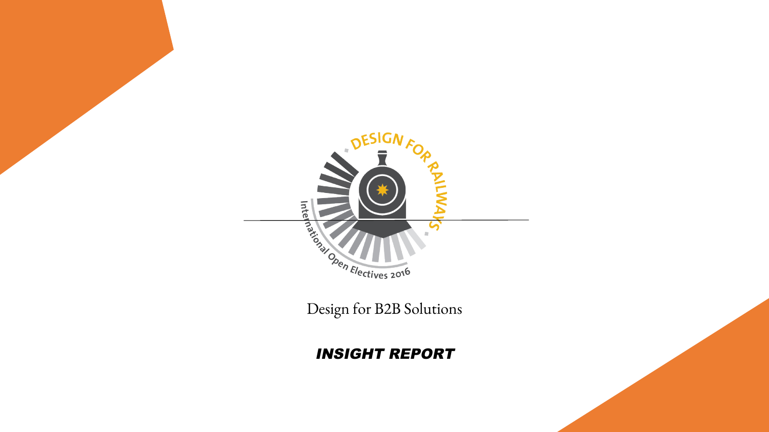DESIGN FOR RAILWAYS

International Open Electives 2016

Design for B2B Solutions

***INSIGHT REPORT***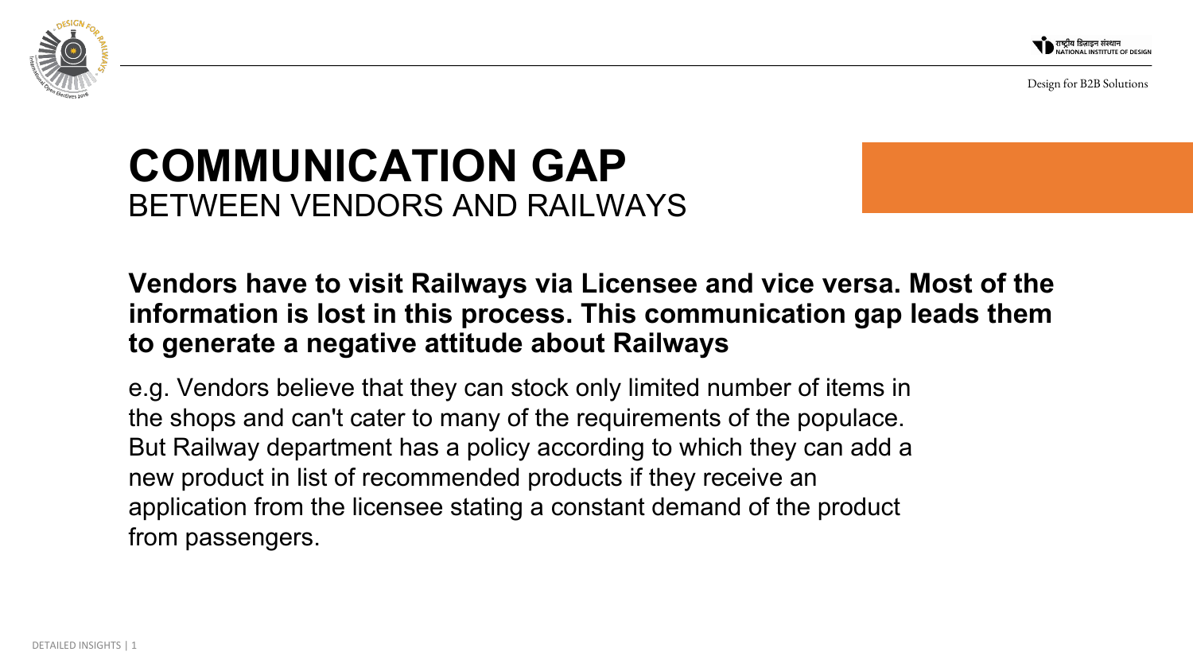# COMMUNICATION GAP
## BETWEEN VENDORS AND RAILWAYS

**Vendors have to visit Railways via Licensee and vice versa. Most of the information is lost in this process. This communication gap leads them to generate a negative attitude about Railways**

e.g. Vendors believe that they can stock only limited number of items in the shops and can't cater to many of the requirements of the populace. But Railway department has a policy according to which they can add a new product in list of recommended products if they receive an application from the licensee stating a constant demand of the product from passengers.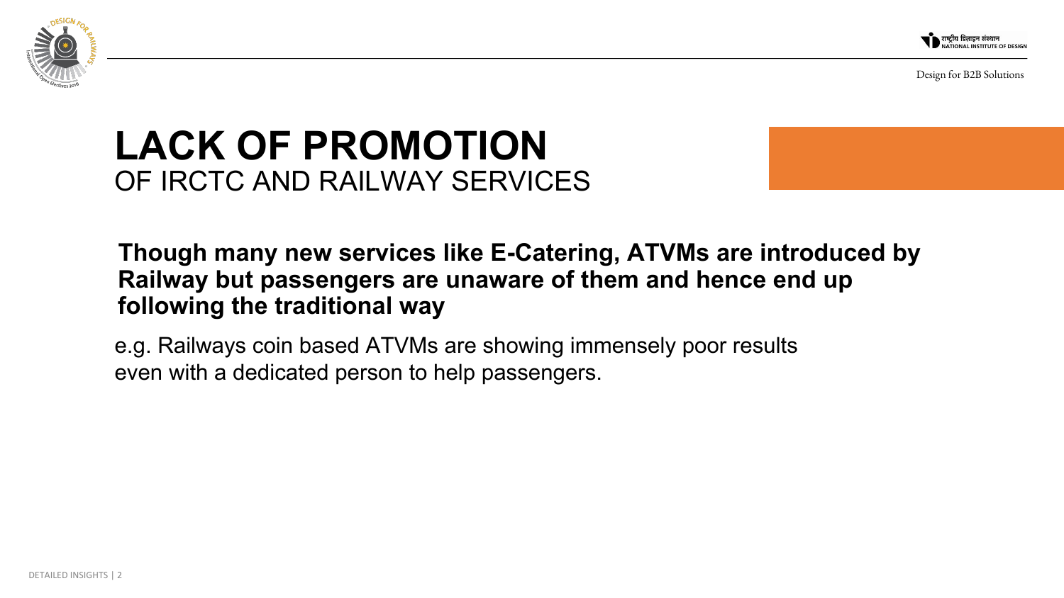# LACK OF PROMOTION
OF IRCTC AND RAILWAY SERVICES

**Though many new services like E-Catering, ATVMs are introduced by Railway but passengers are unaware of them and hence end up following the traditional way**

e.g. Railways coin based ATVMs are showing immensely poor results even with a dedicated person to help passengers.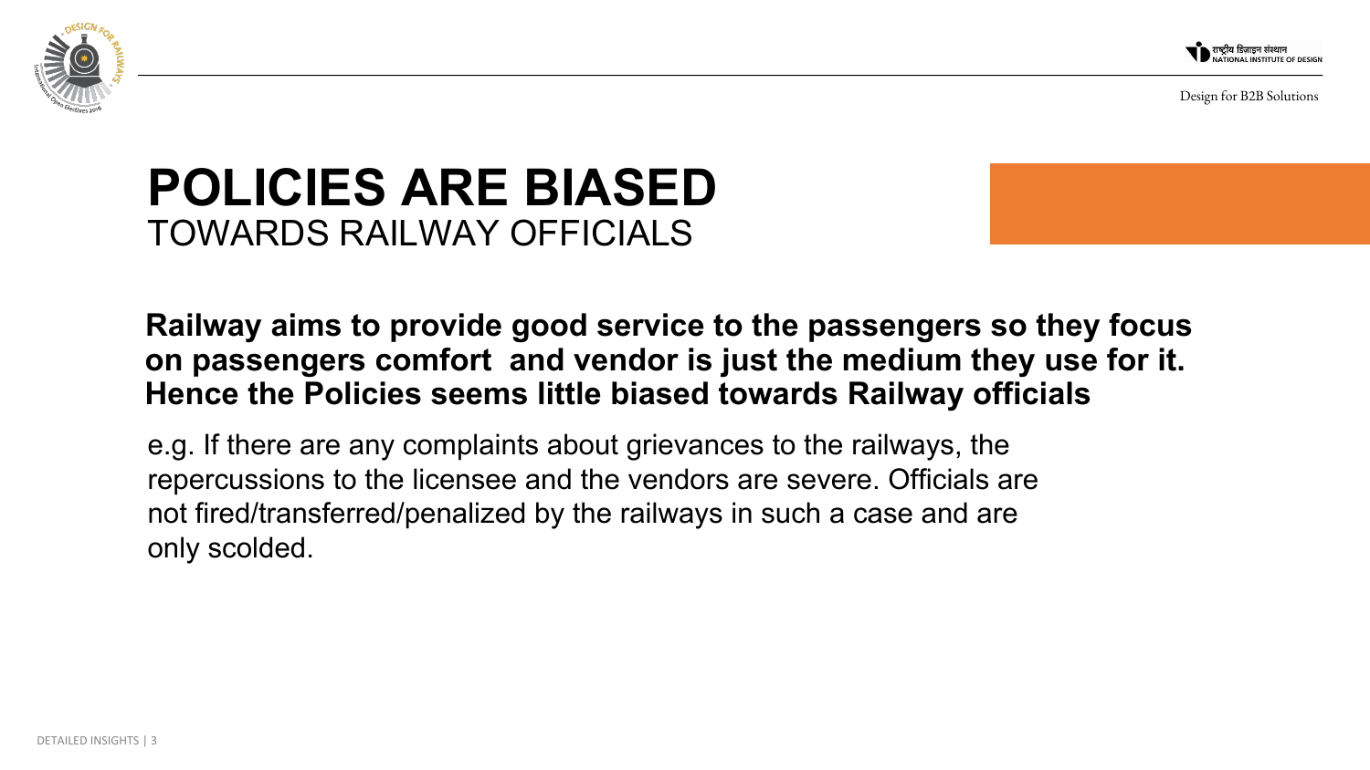# POLICIES ARE BIASED
TOWARDS RAILWAY OFFICIALS

**Railway aims to provide good service to the passengers so they focus on passengers comfort and vendor is just the medium they use for it. Hence the Policies seems little biased towards Railway officials**

e.g. If there are any complaints about grievances to the railways, the repercussions to the licensee and the vendors are severe. Officials are not fired/transferred/penalized by the railways in such a case and are only scolded.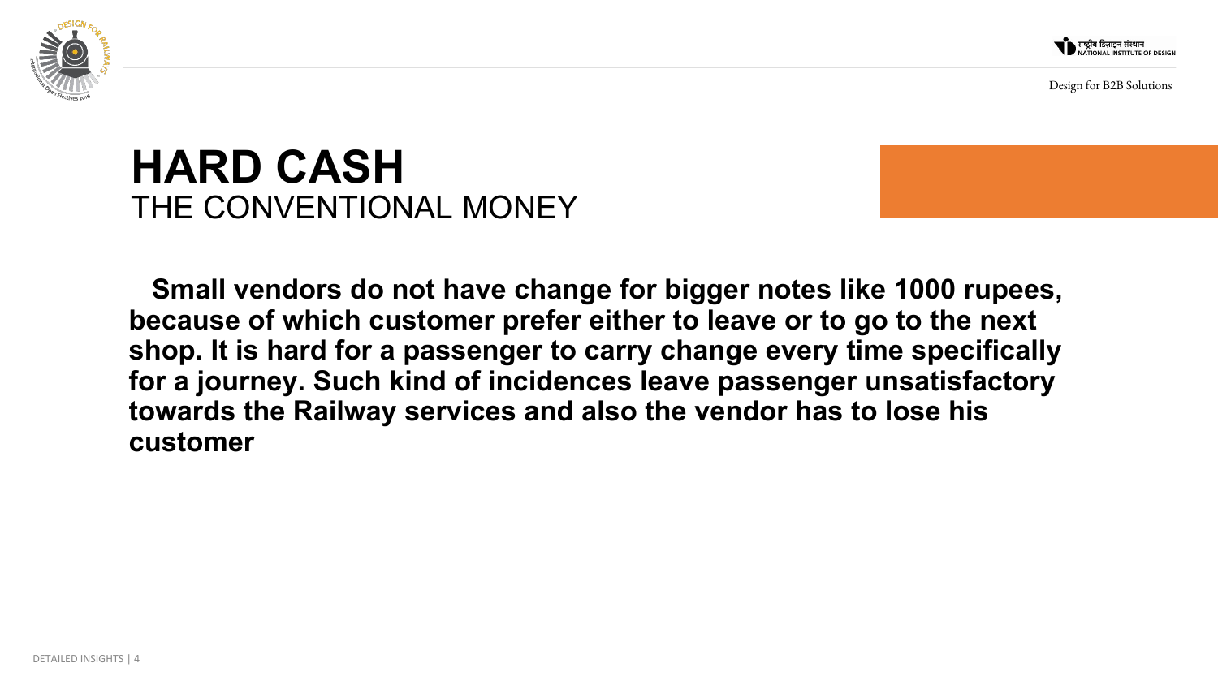# HARD CASH
THE CONVENTIONAL MONEY

**Small vendors do not have change for bigger notes like 1000 rupees, because of which customer prefer either to leave or to go to the next shop. It is hard for a passenger to carry change every time specifically for a journey. Such kind of incidences leave passenger unsatisfactory towards the Railway services and also the vendor has to lose his customer**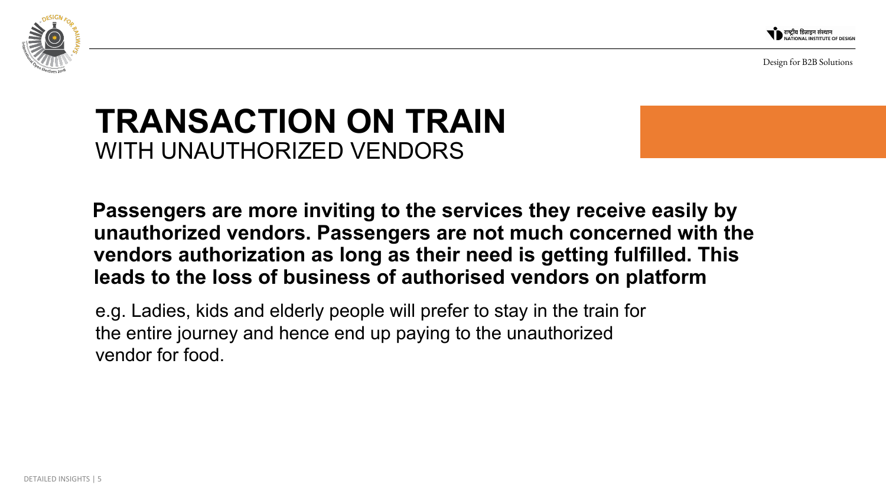# TRANSACTION ON TRAIN
WITH UNAUTHORIZED VENDORS

**Passengers are more inviting to the services they receive easily by unauthorized vendors. Passengers are not much concerned with the vendors authorization as long as their need is getting fulfilled. This leads to the loss of business of authorised vendors on platform**

e.g. Ladies, kids and elderly people will prefer to stay in the train for the entire journey and hence end up paying to the unauthorized vendor for food.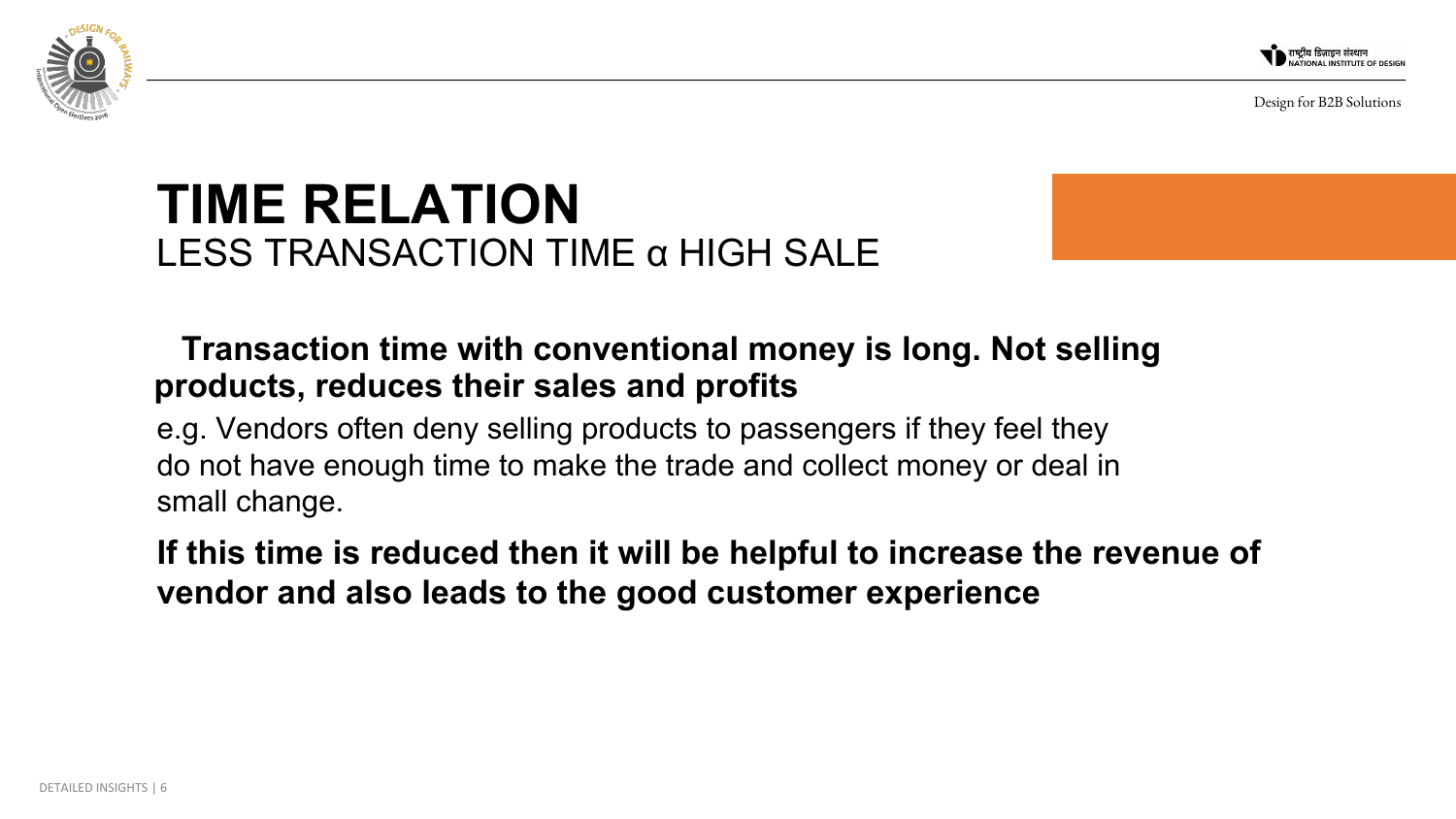# TIME RELATION

LESS TRANSACTION TIME α HIGH SALE

**Transaction time with conventional money is long. Not selling products, reduces their sales and profits**

e.g. Vendors often deny selling products to passengers if they feel they do not have enough time to make the trade and collect money or deal in small change.

**If this time is reduced then it will be helpful to increase the revenue of vendor and also leads to the good customer experience**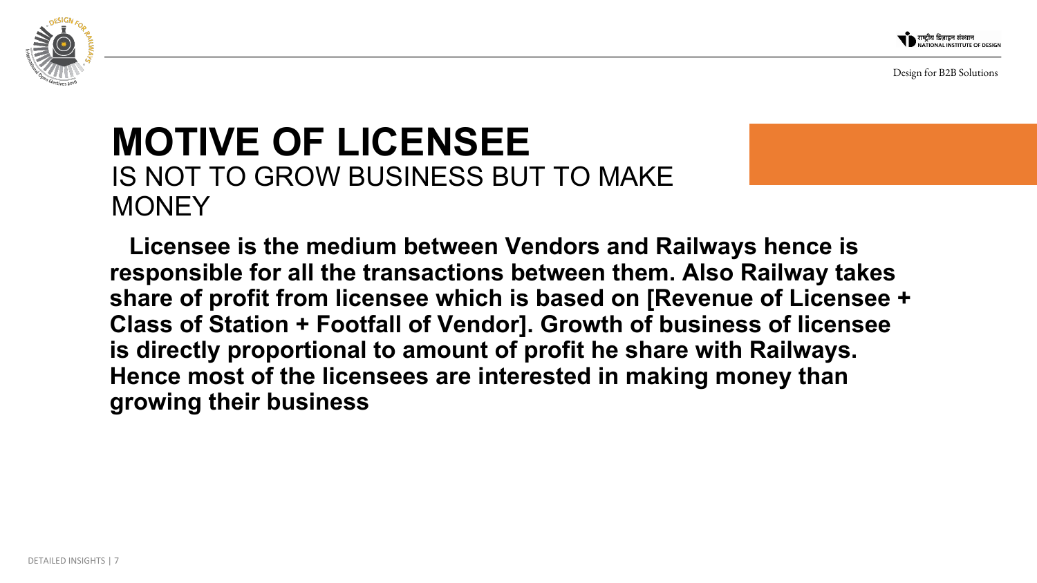# MOTIVE OF LICENSEE

IS NOT TO GROW BUSINESS BUT TO MAKE MONEY

**Licensee is the medium between Vendors and Railways hence is responsible for all the transactions between them. Also Railway takes share of profit from licensee which is based on [Revenue of Licensee + Class of Station + Footfall of Vendor]. Growth of business of licensee is directly proportional to amount of profit he share with Railways. Hence most of the licensees are interested in making money than growing their business**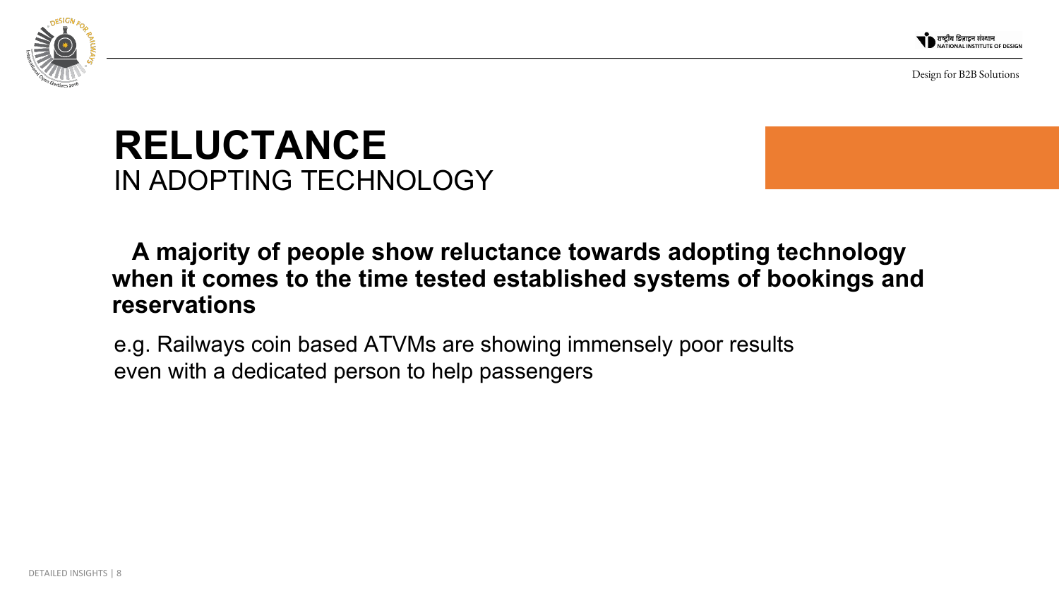# RELUCTANCE
IN ADOPTING TECHNOLOGY

**A majority of people show reluctance towards adopting technology when it comes to the time tested established systems of bookings and reservations**

e.g. Railways coin based ATVMs are showing immensely poor results even with a dedicated person to help passengers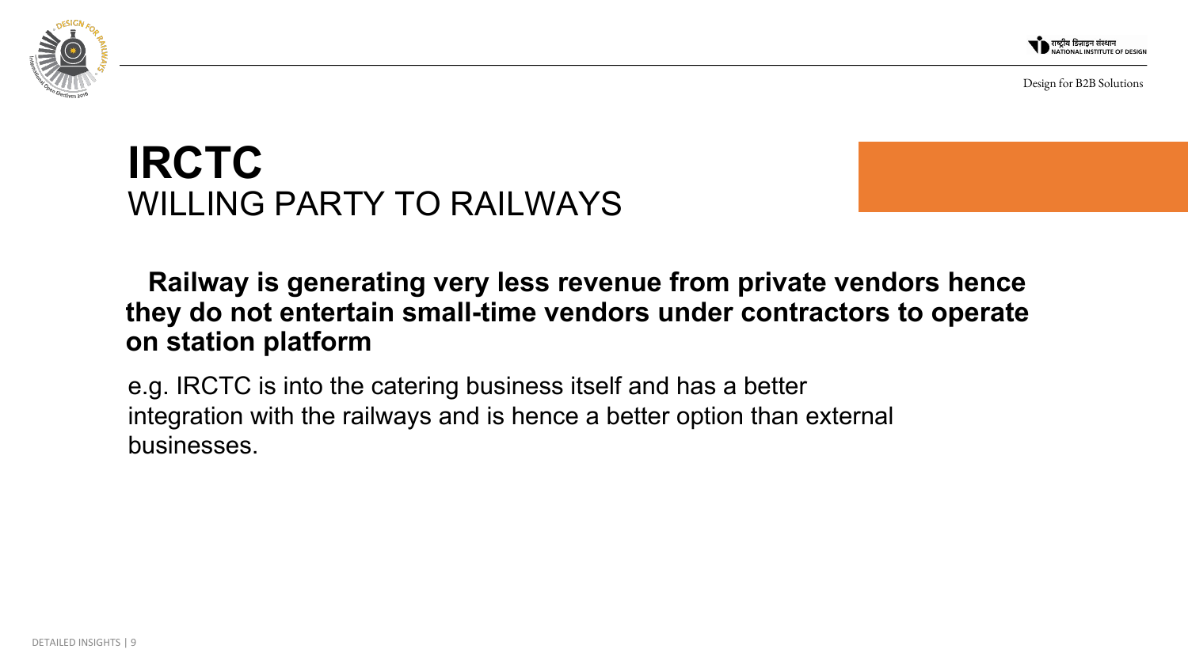# IRCTC
WILLING PARTY TO RAILWAYS

**Railway is generating very less revenue from private vendors hence they do not entertain small-time vendors under contractors to operate on station platform**

e.g. IRCTC is into the catering business itself and has a better integration with the railways and is hence a better option than external businesses.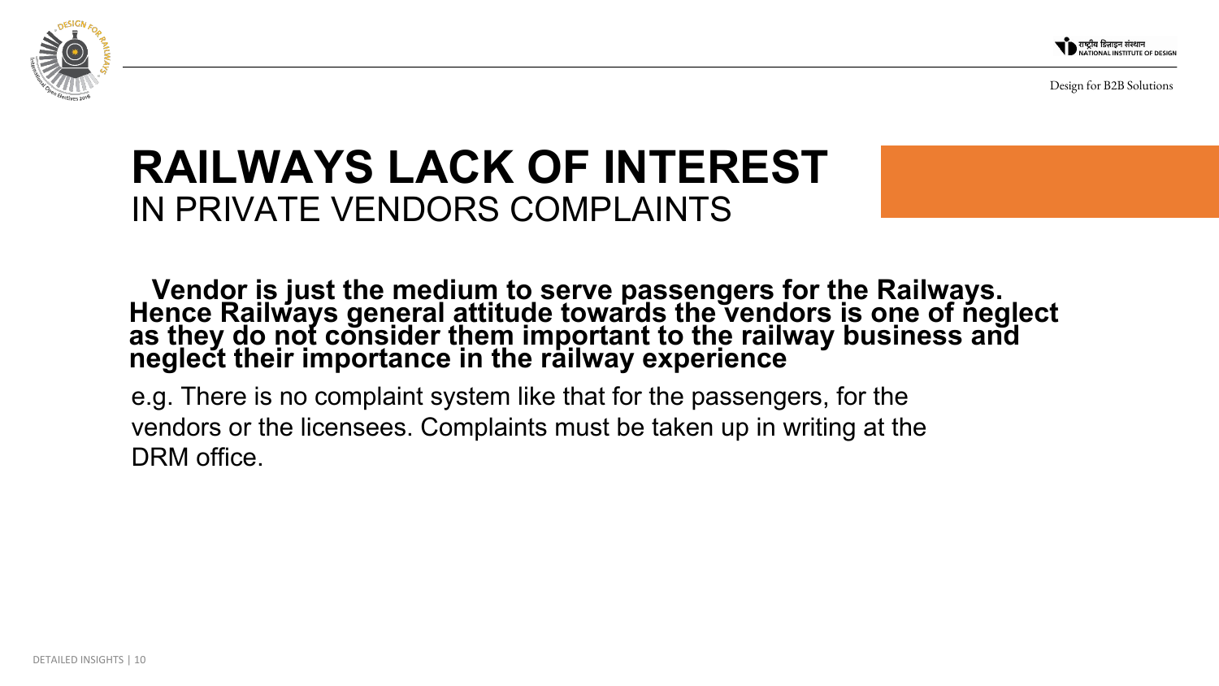# RAILWAYS LACK OF INTEREST
## IN PRIVATE VENDORS COMPLAINTS

**Vendor is just the medium to serve passengers for the Railways. Hence Railways general attitude towards the vendors is one of neglect as they do not consider them important to the railway business and neglect their importance in the railway experience**

e.g. There is no complaint system like that for the passengers, for the vendors or the licensees. Complaints must be taken up in writing at the DRM office.